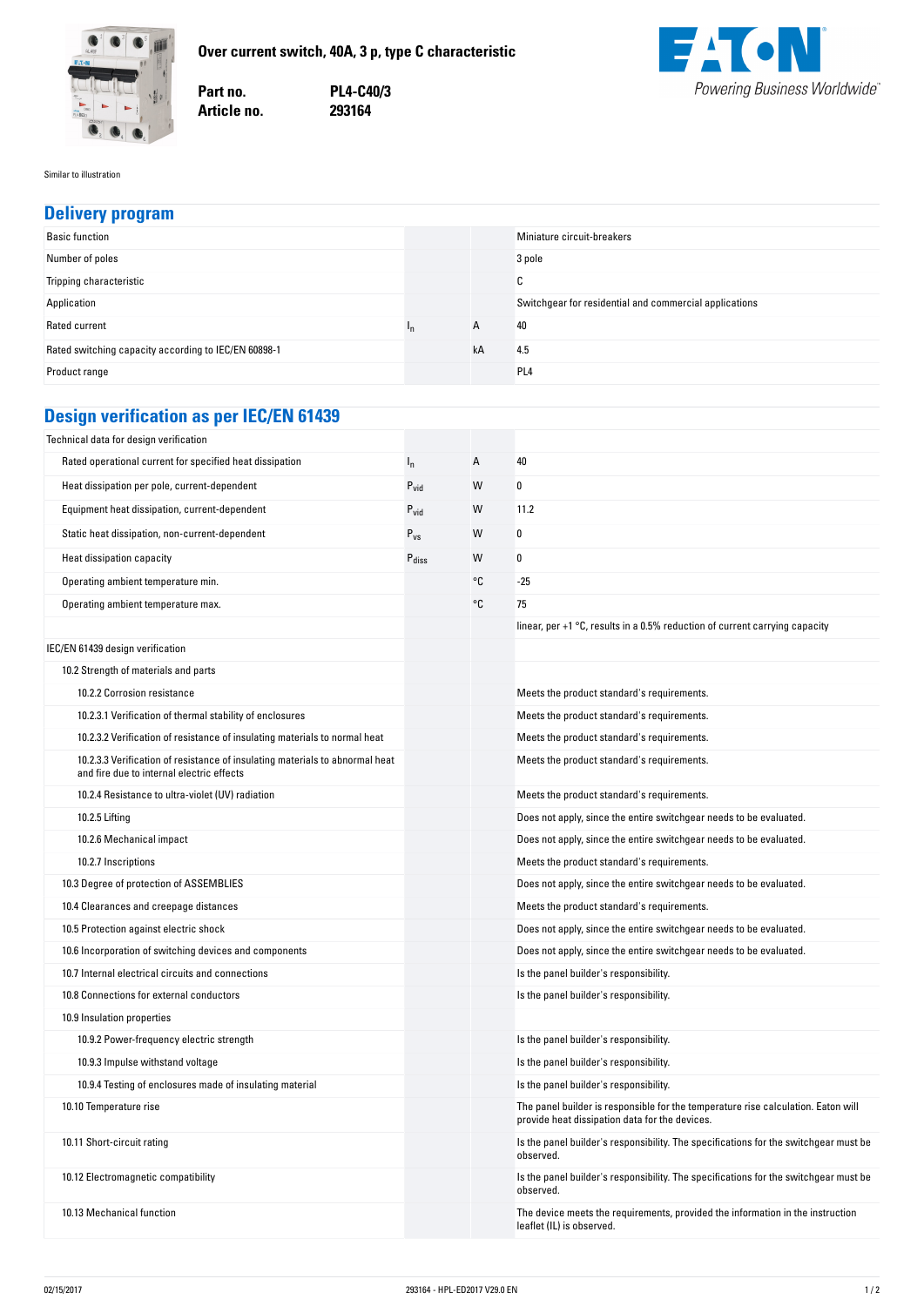# Over current switch, 40A, 3 p, type C characteristic

**Part no.** PL4-C40/3
**Article no.** 293164

Similar to illustration

## Delivery program

| | | | |
|---|---|---|---|
| Basic function | | | Miniature circuit-breakers |
| Number of poles | | | 3 pole |
| Tripping characteristic | | | C |
| Application | | | Switchgear for residential and commercial applications |
| Rated current | $I_n$ | A | 40 |
| Rated switching capacity according to IEC/EN 60898-1 | | kA | 4.5 |
| Product range | | | PL4 |

## Design verification as per IEC/EN 61439

| | | | |
|---|---|---|---|
| Technical data for design verification | | | |
| Rated operational current for specified heat dissipation | $I_n$ | A | 40 |
| Heat dissipation per pole, current-dependent | $P_{vid}$ | W | 0 |
| Equipment heat dissipation, current-dependent | $P_{vid}$ | W | 11.2 |
| Static heat dissipation, non-current-dependent | $P_{vs}$ | W | 0 |
| Heat dissipation capacity | $P_{diss}$ | W | 0 |
| Operating ambient temperature min. | | °C | -25 |
| Operating ambient temperature max. | | °C | 75 |
| | | | linear, per +1 °C, results in a 0.5% reduction of current carrying capacity |
| IEC/EN 61439 design verification | | | |
| 10.2 Strength of materials and parts | | | |
| 10.2.2 Corrosion resistance | | | Meets the product standard's requirements. |
| 10.2.3.1 Verification of thermal stability of enclosures | | | Meets the product standard's requirements. |
| 10.2.3.2 Verification of resistance of insulating materials to normal heat | | | Meets the product standard's requirements. |
| 10.2.3.3 Verification of resistance of insulating materials to abnormal heat and fire due to internal electric effects | | | Meets the product standard's requirements. |
| 10.2.4 Resistance to ultra-violet (UV) radiation | | | Meets the product standard's requirements. |
| 10.2.5 Lifting | | | Does not apply, since the entire switchgear needs to be evaluated. |
| 10.2.6 Mechanical impact | | | Does not apply, since the entire switchgear needs to be evaluated. |
| 10.2.7 Inscriptions | | | Meets the product standard's requirements. |
| 10.3 Degree of protection of ASSEMBLIES | | | Does not apply, since the entire switchgear needs to be evaluated. |
| 10.4 Clearances and creepage distances | | | Meets the product standard's requirements. |
| 10.5 Protection against electric shock | | | Does not apply, since the entire switchgear needs to be evaluated. |
| 10.6 Incorporation of switching devices and components | | | Does not apply, since the entire switchgear needs to be evaluated. |
| 10.7 Internal electrical circuits and connections | | | Is the panel builder's responsibility. |
| 10.8 Connections for external conductors | | | Is the panel builder's responsibility. |
| 10.9 Insulation properties | | | |
| 10.9.2 Power-frequency electric strength | | | Is the panel builder's responsibility. |
| 10.9.3 Impulse withstand voltage | | | Is the panel builder's responsibility. |
| 10.9.4 Testing of enclosures made of insulating material | | | Is the panel builder's responsibility. |
| 10.10 Temperature rise | | | The panel builder is responsible for the temperature rise calculation. Eaton will provide heat dissipation data for the devices. |
| 10.11 Short-circuit rating | | | Is the panel builder's responsibility. The specifications for the switchgear must be observed. |
| 10.12 Electromagnetic compatibility | | | Is the panel builder's responsibility. The specifications for the switchgear must be observed. |
| 10.13 Mechanical function | | | The device meets the requirements, provided the information in the instruction leaflet (IL) is observed. |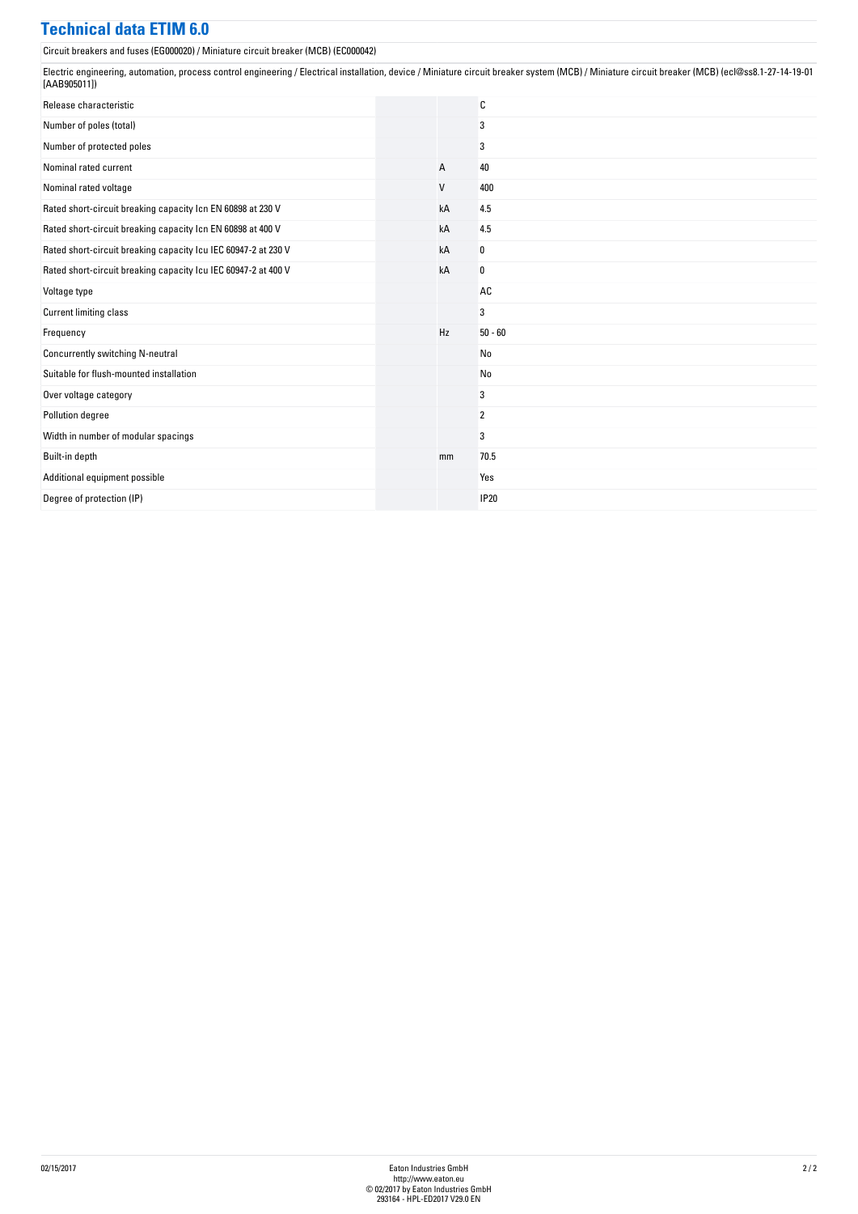## Technical data ETIM 6.0

Circuit breakers and fuses (EG000020) / Miniature circuit breaker (MCB) (EC000042)

Electric engineering, automation, process control engineering / Electrical installation, device / Miniature circuit breaker system (MCB) / Miniature circuit breaker (MCB) (ecl@ss8.1-27-14-19-01 [AAB905011])

| | | |
|---|---|---|
| Release characteristic | | C |
| Number of poles (total) | | 3 |
| Number of protected poles | | 3 |
| Nominal rated current | A | 40 |
| Nominal rated voltage | V | 400 |
| Rated short-circuit breaking capacity Icn EN 60898 at 230 V | kA | 4.5 |
| Rated short-circuit breaking capacity Icn EN 60898 at 400 V | kA | 4.5 |
| Rated short-circuit breaking capacity Icu IEC 60947-2 at 230 V | kA | 0 |
| Rated short-circuit breaking capacity Icu IEC 60947-2 at 400 V | kA | 0 |
| Voltage type | | AC |
| Current limiting class | | 3 |
| Frequency | Hz | 50 - 60 |
| Concurrently switching N-neutral | | No |
| Suitable for flush-mounted installation | | No |
| Over voltage category | | 3 |
| Pollution degree | | 2 |
| Width in number of modular spacings | | 3 |
| Built-in depth | mm | 70.5 |
| Additional equipment possible | | Yes |
| Degree of protection (IP) | | IP20 |

02/15/2017

Eaton Industries GmbH
http://www.eaton.eu
© 02/2017 by Eaton Industries GmbH
293164 - HPL-ED2017 V29.0 EN